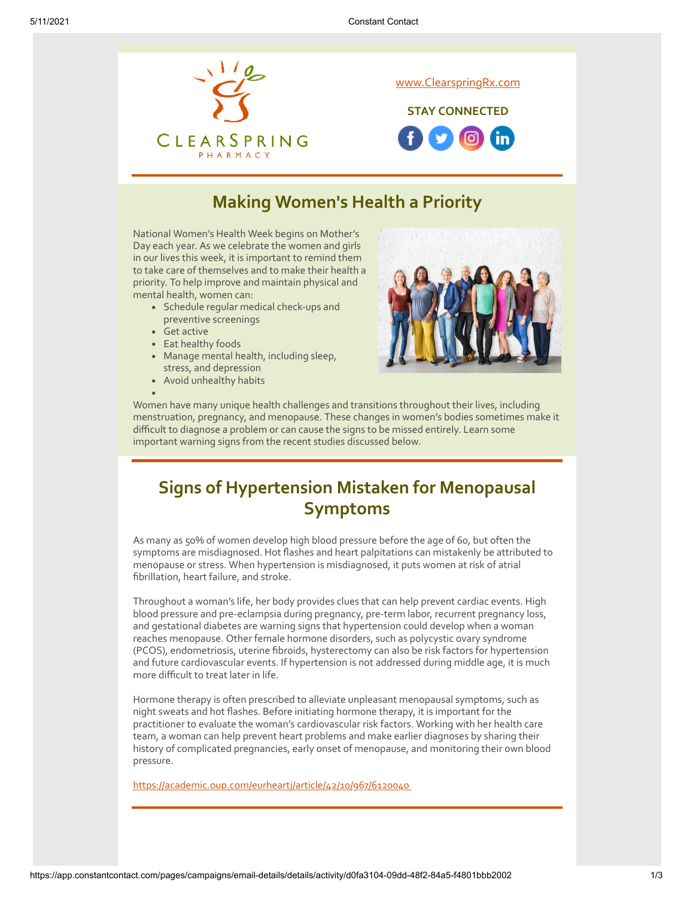www.ClearspringRx.com

**STAY CONNECTED**

# Making Women's Health a Priority

National Women's Health Week begins on Mother's Day each year. As we celebrate the women and girls in our lives this week, it is important to remind them to take care of themselves and to make their health a priority. To help improve and maintain physical and mental health, women can:

- Schedule regular medical check-ups and preventive screenings
- Get active
- Eat healthy foods
- Manage mental health, including sleep, stress, and depression
- Avoid unhealthy habits

Women have many unique health challenges and transitions throughout their lives, including menstruation, pregnancy, and menopause. These changes in women's bodies sometimes make it difficult to diagnose a problem or can cause the signs to be missed entirely. Learn some important warning signs from the recent studies discussed below.

# Signs of Hypertension Mistaken for Menopausal Symptoms

As many as 50% of women develop high blood pressure before the age of 60, but often the symptoms are misdiagnosed. Hot flashes and heart palpitations can mistakenly be attributed to menopause or stress. When hypertension is misdiagnosed, it puts women at risk of atrial fibrillation, heart failure, and stroke.

Throughout a woman's life, her body provides clues that can help prevent cardiac events. High blood pressure and pre-eclampsia during pregnancy, pre-term labor, recurrent pregnancy loss, and gestational diabetes are warning signs that hypertension could develop when a woman reaches menopause. Other female hormone disorders, such as polycystic ovary syndrome (PCOS), endometriosis, uterine fibroids, hysterectomy can also be risk factors for hypertension and future cardiovascular events. If hypertension is not addressed during middle age, it is much more difficult to treat later in life.

Hormone therapy is often prescribed to alleviate unpleasant menopausal symptoms, such as night sweats and hot flashes. Before initiating hormone therapy, it is important for the practitioner to evaluate the woman's cardiovascular risk factors. Working with her health care team, a woman can help prevent heart problems and make earlier diagnoses by sharing their history of complicated pregnancies, early onset of menopause, and monitoring their own blood pressure.

https://academic.oup.com/eurheartj/article/42/10/967/6120040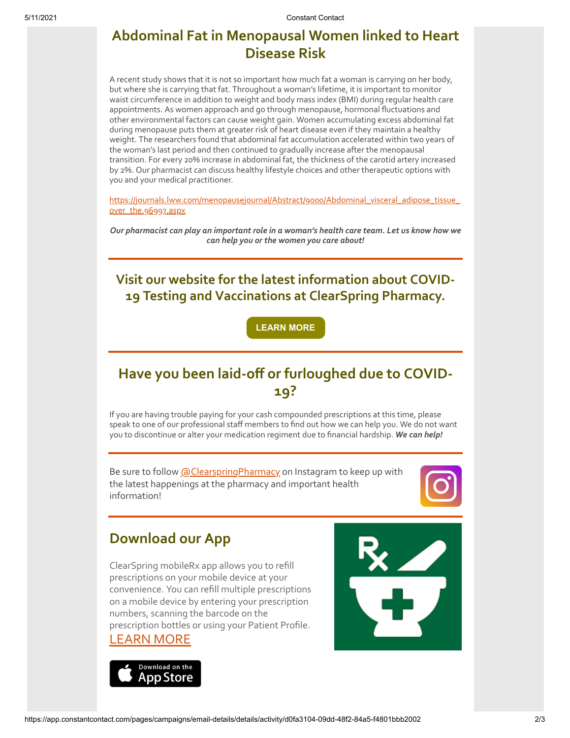## Abdominal Fat in Menopausal Women linked to Heart Disease Risk

A recent study shows that it is not so important how much fat a woman is carrying on her body, but where she is carrying that fat. Throughout a woman's lifetime, it is important to monitor waist circumference in addition to weight and body mass index (BMI) during regular health care appointments. As women approach and go through menopause, hormonal fluctuations and other environmental factors can cause weight gain. Women accumulating excess abdominal fat during menopause puts them at greater risk of heart disease even if they maintain a healthy weight. The researchers found that abdominal fat accumulation accelerated within two years of the woman's last period and then continued to gradually increase after the menopausal transition. For every 20% increase in abdominal fat, the thickness of the carotid artery increased by 2%. Our pharmacist can discuss healthy lifestyle choices and other therapeutic options with you and your medical practitioner.

https://journals.lww.com/menopausejournal/Abstract/9000/Abdominal_visceral_adipose_tissue_over_the.96997.aspx

***Our pharmacist can play an important role in a woman's health care team. Let us know how we can help you or the women you care about!***

---

## Visit our website for the latest information about COVID-19 Testing and Vaccinations at ClearSpring Pharmacy.

LEARN MORE

---

## Have you been laid-off or furloughed due to COVID-19?

If you are having trouble paying for your cash compounded prescriptions at this time, please speak to one of our professional staff members to find out how we can help you. We do not want you to discontinue or alter your medication regiment due to financial hardship. ***We can help!***

---

Be sure to follow @ClearspringPharmacy on Instagram to keep up with the latest happenings at the pharmacy and important health information!

---

## Download our App

ClearSpring mobileRx app allows you to refill prescriptions on your mobile device at your convenience. You can refill multiple prescriptions on a mobile device by entering your prescription numbers, scanning the barcode on the prescription bottles or using your Patient Profile.
LEARN MORE

Download on the App Store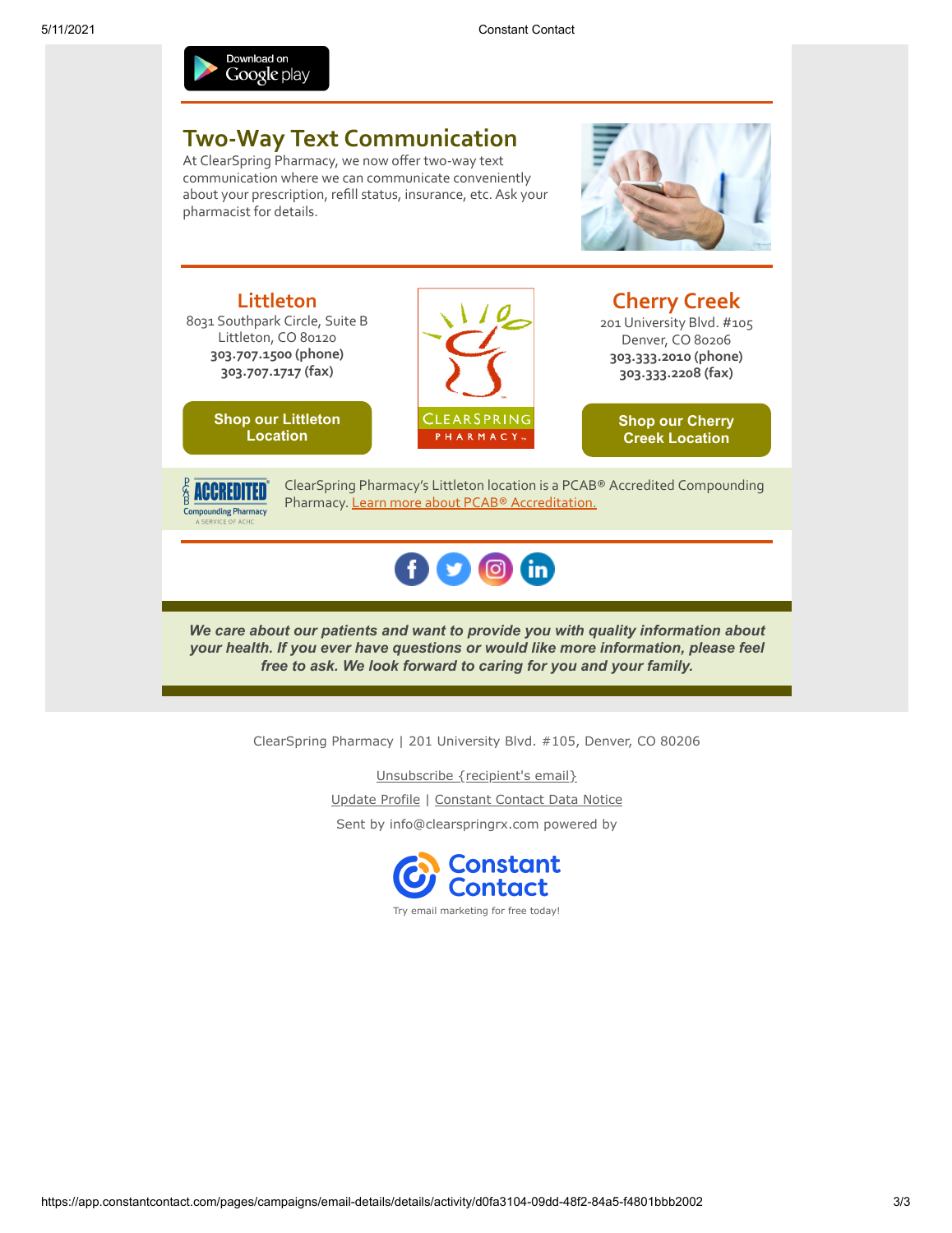Download on Google play

## Two-Way Text Communication

At ClearSpring Pharmacy, we now offer two-way text communication where we can communicate conveniently about your prescription, refill status, insurance, etc. Ask your pharmacist for details.

### Littleton

8031 Southpark Circle, Suite B
Littleton, CO 80120
**303.707.1500 (phone)**
**303.707.1717 (fax)**

**Shop our Littleton Location**

CLEARSPRING PHARMACY

### Cherry Creek

201 University Blvd. #105
Denver, CO 80206
**303.333.2010 (phone)**
**303.333.2208 (fax)**

**Shop our Cherry Creek Location**

PCAB ACCREDITED Compounding Pharmacy A SERVICE OF ACHC

ClearSpring Pharmacy's Littleton location is a PCAB® Accredited Compounding Pharmacy. Learn more about PCAB® Accreditation.

***We care about our patients and want to provide you with quality information about your health. If you ever have questions or would like more information, please feel free to ask. We look forward to caring for you and your family.***

ClearSpring Pharmacy | 201 University Blvd. #105, Denver, CO 80206

Unsubscribe {recipient's email}

Update Profile | Constant Contact Data Notice

Sent by info@clearspringrx.com powered by

Constant Contact

Try email marketing for free today!